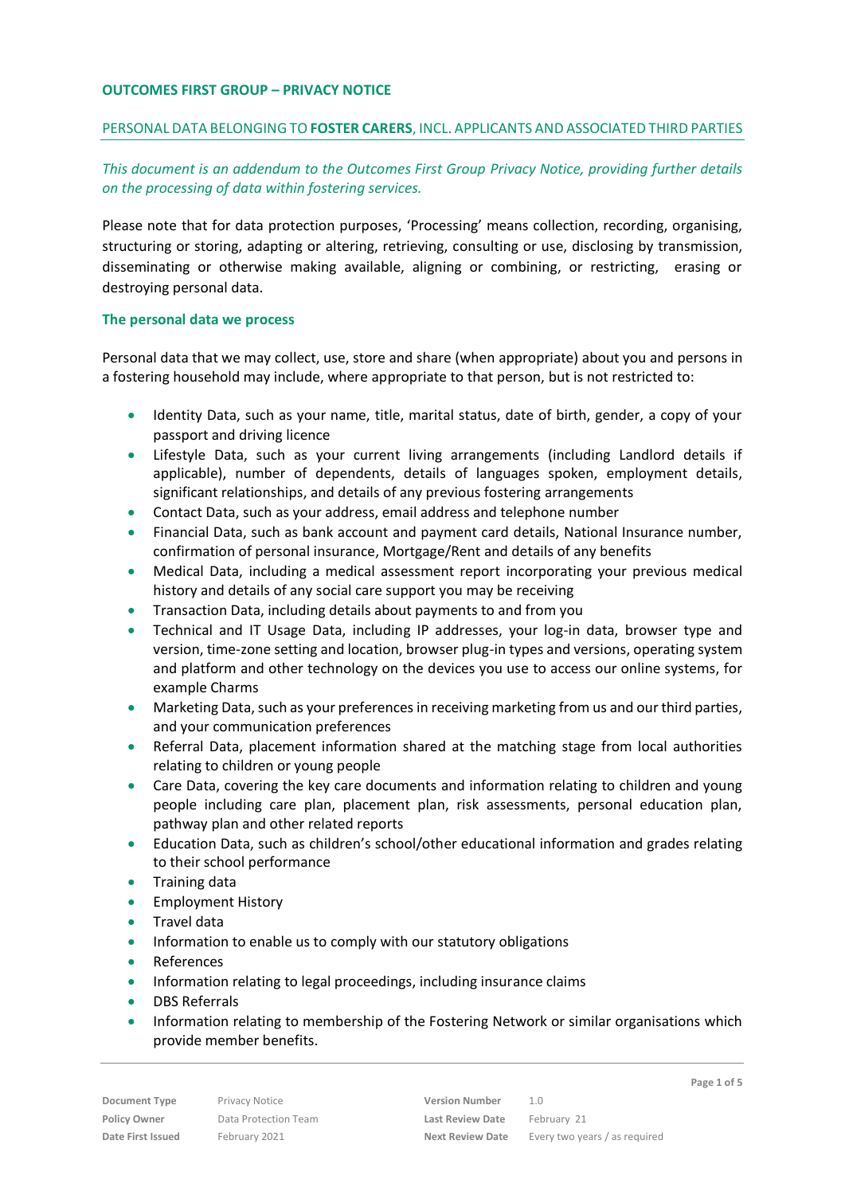**OUTCOMES FIRST GROUP – PRIVACY NOTICE**

PERSONAL DATA BELONGING TO **FOSTER CARERS**, INCL. APPLICANTS AND ASSOCIATED THIRD PARTIES

*This document is an addendum to the Outcomes First Group Privacy Notice, providing further details on the processing of data within fostering services.*

Please note that for data protection purposes, 'Processing' means collection, recording, organising, structuring or storing, adapting or altering, retrieving, consulting or use, disclosing by transmission, disseminating or otherwise making available, aligning or combining, or restricting, erasing or destroying personal data.

### The personal data we process

Personal data that we may collect, use, store and share (when appropriate) about you and persons in a fostering household may include, where appropriate to that person, but is not restricted to:

- Identity Data, such as your name, title, marital status, date of birth, gender, a copy of your passport and driving licence
- Lifestyle Data, such as your current living arrangements (including Landlord details if applicable), number of dependents, details of languages spoken, employment details, significant relationships, and details of any previous fostering arrangements
- Contact Data, such as your address, email address and telephone number
- Financial Data, such as bank account and payment card details, National Insurance number, confirmation of personal insurance, Mortgage/Rent and details of any benefits
- Medical Data, including a medical assessment report incorporating your previous medical history and details of any social care support you may be receiving
- Transaction Data, including details about payments to and from you
- Technical and IT Usage Data, including IP addresses, your log-in data, browser type and version, time-zone setting and location, browser plug-in types and versions, operating system and platform and other technology on the devices you use to access our online systems, for example Charms
- Marketing Data, such as your preferences in receiving marketing from us and our third parties, and your communication preferences
- Referral Data, placement information shared at the matching stage from local authorities relating to children or young people
- Care Data, covering the key care documents and information relating to children and young people including care plan, placement plan, risk assessments, personal education plan, pathway plan and other related reports
- Education Data, such as children's school/other educational information and grades relating to their school performance
- Training data
- Employment History
- Travel data
- Information to enable us to comply with our statutory obligations
- References
- Information relating to legal proceedings, including insurance claims
- DBS Referrals
- Information relating to membership of the Fostering Network or similar organisations which provide member benefits.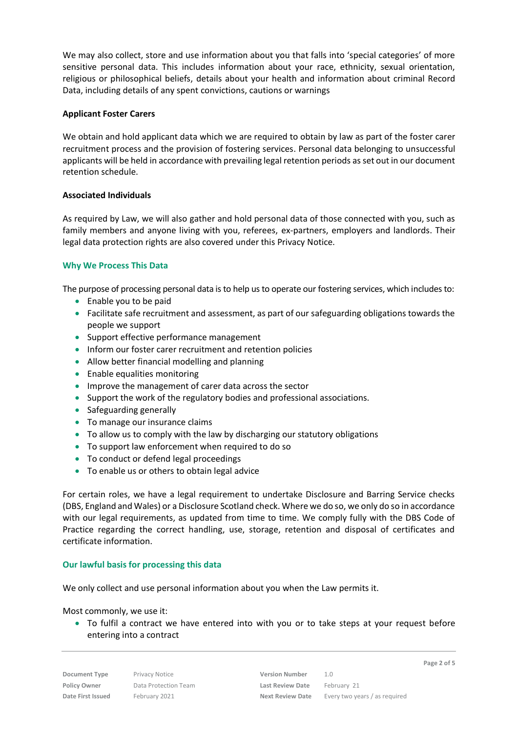We may also collect, store and use information about you that falls into 'special categories' of more sensitive personal data. This includes information about your race, ethnicity, sexual orientation, religious or philosophical beliefs, details about your health and information about criminal Record Data, including details of any spent convictions, cautions or warnings

**Applicant Foster Carers**

We obtain and hold applicant data which we are required to obtain by law as part of the foster carer recruitment process and the provision of fostering services. Personal data belonging to unsuccessful applicants will be held in accordance with prevailing legal retention periods as set out in our document retention schedule.

**Associated Individuals**

As required by Law, we will also gather and hold personal data of those connected with you, such as family members and anyone living with you, referees, ex-partners, employers and landlords. Their legal data protection rights are also covered under this Privacy Notice.

## Why We Process This Data

The purpose of processing personal data is to help us to operate our fostering services, which includes to:

- Enable you to be paid
- Facilitate safe recruitment and assessment, as part of our safeguarding obligations towards the people we support
- Support effective performance management
- Inform our foster carer recruitment and retention policies
- Allow better financial modelling and planning
- Enable equalities monitoring
- Improve the management of carer data across the sector
- Support the work of the regulatory bodies and professional associations.
- Safeguarding generally
- To manage our insurance claims
- To allow us to comply with the law by discharging our statutory obligations
- To support law enforcement when required to do so
- To conduct or defend legal proceedings
- To enable us or others to obtain legal advice

For certain roles, we have a legal requirement to undertake Disclosure and Barring Service checks (DBS, England and Wales) or a Disclosure Scotland check. Where we do so, we only do so in accordance with our legal requirements, as updated from time to time. We comply fully with the DBS Code of Practice regarding the correct handling, use, storage, retention and disposal of certificates and certificate information.

## Our lawful basis for processing this data

We only collect and use personal information about you when the Law permits it.

Most commonly, we use it:

- To fulfil a contract we have entered into with you or to take steps at your request before entering into a contract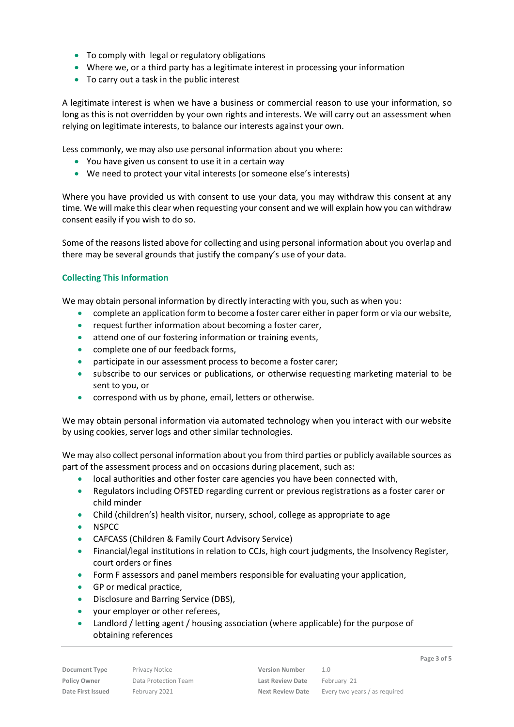- To comply with legal or regulatory obligations
- Where we, or a third party has a legitimate interest in processing your information
- To carry out a task in the public interest

A legitimate interest is when we have a business or commercial reason to use your information, so long as this is not overridden by your own rights and interests. We will carry out an assessment when relying on legitimate interests, to balance our interests against your own.

Less commonly, we may also use personal information about you where:

- You have given us consent to use it in a certain way
- We need to protect your vital interests (or someone else's interests)

Where you have provided us with consent to use your data, you may withdraw this consent at any time. We will make this clear when requesting your consent and we will explain how you can withdraw consent easily if you wish to do so.

Some of the reasons listed above for collecting and using personal information about you overlap and there may be several grounds that justify the company's use of your data.

## Collecting This Information

We may obtain personal information by directly interacting with you, such as when you:

- complete an application form to become a foster carer either in paper form or via our website,
- request further information about becoming a foster carer,
- attend one of our fostering information or training events,
- complete one of our feedback forms,
- participate in our assessment process to become a foster carer;
- subscribe to our services or publications, or otherwise requesting marketing material to be sent to you, or
- correspond with us by phone, email, letters or otherwise.

We may obtain personal information via automated technology when you interact with our website by using cookies, server logs and other similar technologies.

We may also collect personal information about you from third parties or publicly available sources as part of the assessment process and on occasions during placement, such as:

- local authorities and other foster care agencies you have been connected with,
- Regulators including OFSTED regarding current or previous registrations as a foster carer or child minder
- Child (children's) health visitor, nursery, school, college as appropriate to age
- NSPCC
- CAFCASS (Children & Family Court Advisory Service)
- Financial/legal institutions in relation to CCJs, high court judgments, the Insolvency Register, court orders or fines
- Form F assessors and panel members responsible for evaluating your application,
- GP or medical practice,
- Disclosure and Barring Service (DBS),
- your employer or other referees,
- Landlord / letting agent / housing association (where applicable) for the purpose of obtaining references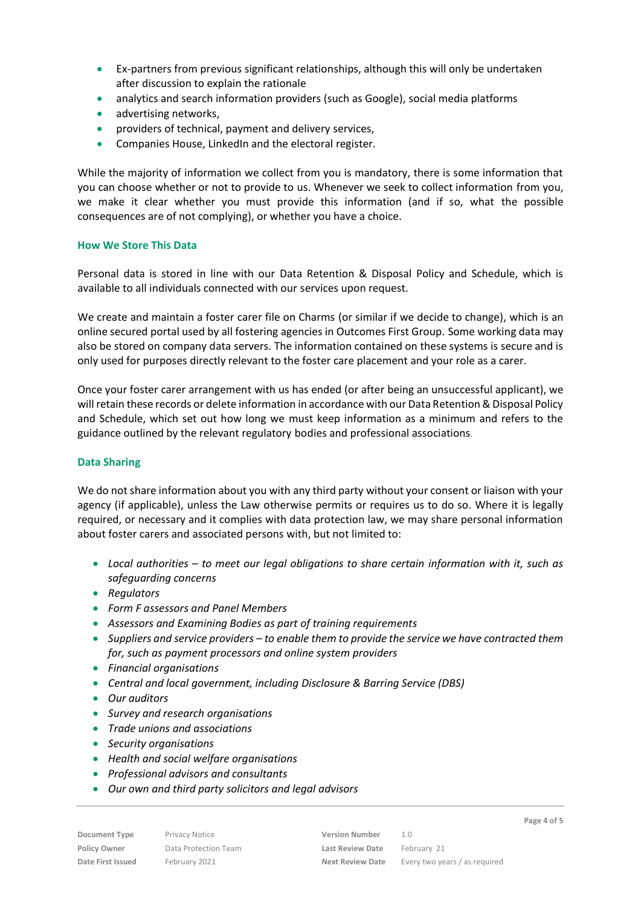- Ex-partners from previous significant relationships, although this will only be undertaken after discussion to explain the rationale
- analytics and search information providers (such as Google), social media platforms
- advertising networks,
- providers of technical, payment and delivery services,
- Companies House, LinkedIn and the electoral register.

While the majority of information we collect from you is mandatory, there is some information that you can choose whether or not to provide to us. Whenever we seek to collect information from you, we make it clear whether you must provide this information (and if so, what the possible consequences are of not complying), or whether you have a choice.

### How We Store This Data

Personal data is stored in line with our Data Retention & Disposal Policy and Schedule, which is available to all individuals connected with our services upon request.

We create and maintain a foster carer file on Charms (or similar if we decide to change), which is an online secured portal used by all fostering agencies in Outcomes First Group. Some working data may also be stored on company data servers. The information contained on these systems is secure and is only used for purposes directly relevant to the foster care placement and your role as a carer.

Once your foster carer arrangement with us has ended (or after being an unsuccessful applicant), we will retain these records or delete information in accordance with our Data Retention & Disposal Policy and Schedule, which set out how long we must keep information as a minimum and refers to the guidance outlined by the relevant regulatory bodies and professional associations.

### Data Sharing

We do not share information about you with any third party without your consent or liaison with your agency (if applicable), unless the Law otherwise permits or requires us to do so. Where it is legally required, or necessary and it complies with data protection law, we may share personal information about foster carers and associated persons with, but not limited to:

- *Local authorities – to meet our legal obligations to share certain information with it, such as safeguarding concerns*
- *Regulators*
- *Form F assessors and Panel Members*
- *Assessors and Examining Bodies as part of training requirements*
- *Suppliers and service providers – to enable them to provide the service we have contracted them for, such as payment processors and online system providers*
- *Financial organisations*
- *Central and local government, including Disclosure & Barring Service (DBS)*
- *Our auditors*
- *Survey and research organisations*
- *Trade unions and associations*
- *Security organisations*
- *Health and social welfare organisations*
- *Professional advisors and consultants*
- *Our own and third party solicitors and legal advisors*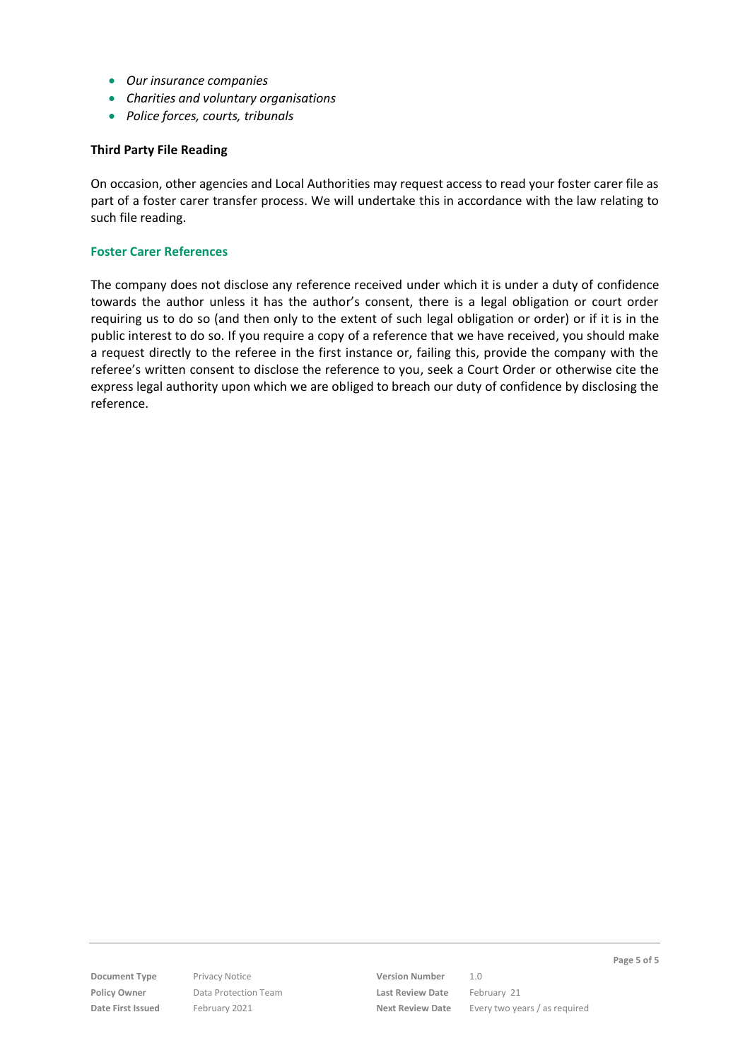- *Our insurance companies*
- *Charities and voluntary organisations*
- *Police forces, courts, tribunals*

**Third Party File Reading**

On occasion, other agencies and Local Authorities may request access to read your foster carer file as part of a foster carer transfer process. We will undertake this in accordance with the law relating to such file reading.

### Foster Carer References

The company does not disclose any reference received under which it is under a duty of confidence towards the author unless it has the author's consent, there is a legal obligation or court order requiring us to do so (and then only to the extent of such legal obligation or order) or if it is in the public interest to do so. If you require a copy of a reference that we have received, you should make a request directly to the referee in the first instance or, failing this, provide the company with the referee's written consent to disclose the reference to you, seek a Court Order or otherwise cite the express legal authority upon which we are obliged to breach our duty of confidence by disclosing the reference.